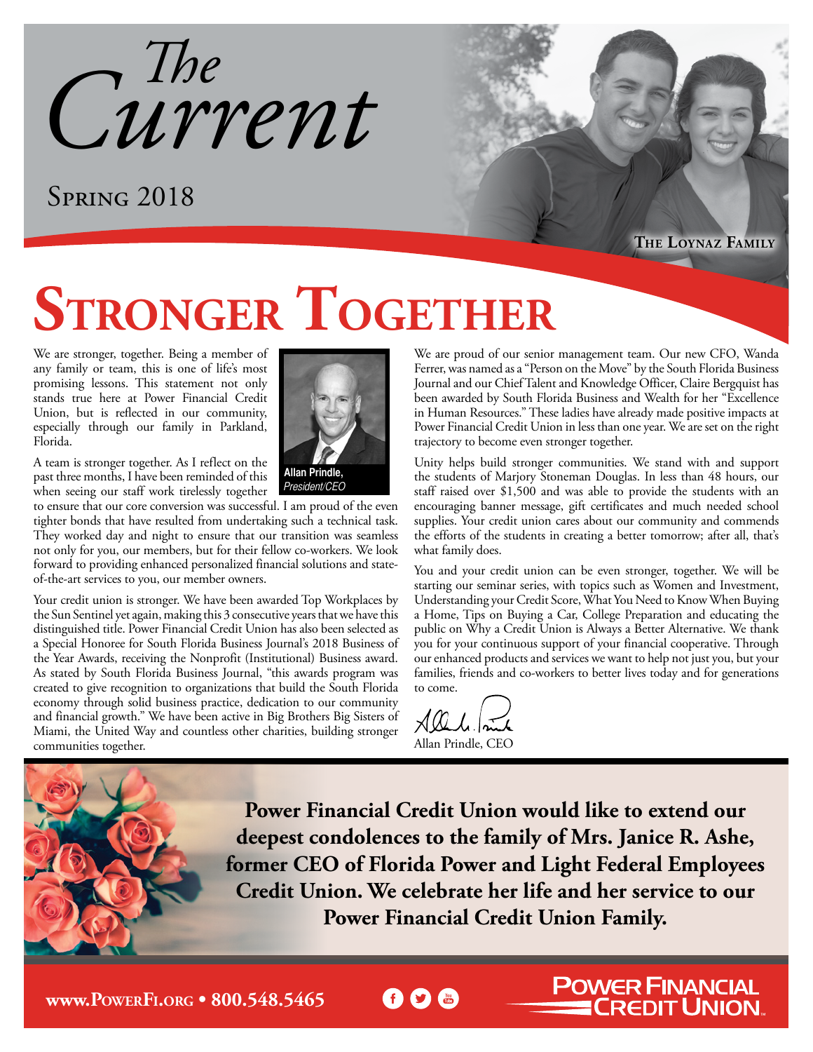# The Current

Spring 2018

The Loynaz Family

# Stronger Together

We are stronger, together. Being a member of any family or team, this is one of life's most promising lessons. This statement not only stands true here at Power Financial Credit Union, but is reflected in our community, especially through our family in Parkland, Florida.

**Allan Prindle,**
*President/CEO*

A team is stronger together. As I reflect on the past three months, I have been reminded of this when seeing our staff work tirelessly together to ensure that our core conversion was successful. I am proud of the even tighter bonds that have resulted from undertaking such a technical task. They worked day and night to ensure that our transition was seamless not only for you, our members, but for their fellow co-workers. We look forward to providing enhanced personalized financial solutions and state-of-the-art services to you, our member owners.

Your credit union is stronger. We have been awarded Top Workplaces by the Sun Sentinel yet again, making this 3 consecutive years that we have this distinguished title. Power Financial Credit Union has also been selected as a Special Honoree for South Florida Business Journal's 2018 Business of the Year Awards, receiving the Nonprofit (Institutional) Business award. As stated by South Florida Business Journal, "this awards program was created to give recognition to organizations that build the South Florida economy through solid business practice, dedication to our community and financial growth." We have been active in Big Brothers Big Sisters of Miami, the United Way and countless other charities, building stronger communities together.

We are proud of our senior management team. Our new CFO, Wanda Ferrer, was named as a "Person on the Move" by the South Florida Business Journal and our Chief Talent and Knowledge Officer, Claire Bergquist has been awarded by South Florida Business and Wealth for her "Excellence in Human Resources." These ladies have already made positive impacts at Power Financial Credit Union in less than one year. We are set on the right trajectory to become even stronger together.

Unity helps build stronger communities. We stand with and support the students of Marjory Stoneman Douglas. In less than 48 hours, our staff raised over $1,500 and was able to provide the students with an encouraging banner message, gift certificates and much needed school supplies. Your credit union cares about our community and commends the efforts of the students in creating a better tomorrow; after all, that's what family does.

You and your credit union can be even stronger, together. We will be starting our seminar series, with topics such as Women and Investment, Understanding your Credit Score, What You Need to Know When Buying a Home, Tips on Buying a Car, College Preparation and educating the public on Why a Credit Union is Always a Better Alternative. We thank you for your continuous support of your financial cooperative. Through our enhanced products and services we want to help not just you, but your families, friends and co-workers to better lives today and for generations to come.

Allan Prindle, CEO

**Power Financial Credit Union would like to extend our deepest condolences to the family of Mrs. Janice R. Ashe, former CEO of Florida Power and Light Federal Employees Credit Union. We celebrate her life and her service to our Power Financial Credit Union Family.**

www.PowerFi.org • 800.548.5465

Power Financial Credit Union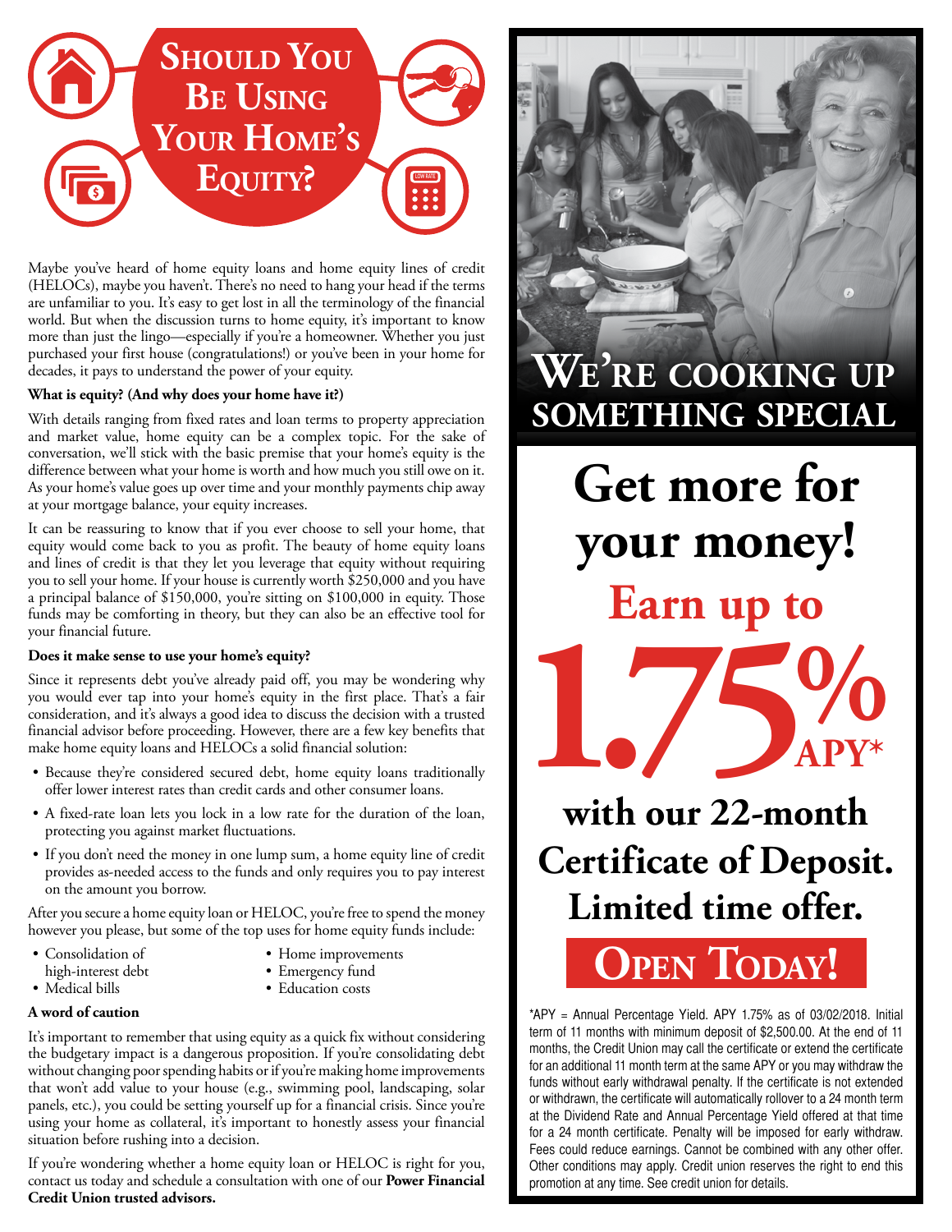# Should You Be Using Your Home's Equity?

Maybe you've heard of home equity loans and home equity lines of credit (HELOCs), maybe you haven't. There's no need to hang your head if the terms are unfamiliar to you. It's easy to get lost in all the terminology of the financial world. But when the discussion turns to home equity, it's important to know more than just the lingo—especially if you're a homeowner. Whether you just purchased your first house (congratulations!) or you've been in your home for decades, it pays to understand the power of your equity.

**What is equity? (And why does your home have it?)**

With details ranging from fixed rates and loan terms to property appreciation and market value, home equity can be a complex topic. For the sake of conversation, we'll stick with the basic premise that your home's equity is the difference between what your home is worth and how much you still owe on it. As your home's value goes up over time and your monthly payments chip away at your mortgage balance, your equity increases.

It can be reassuring to know that if you ever choose to sell your home, that equity would come back to you as profit. The beauty of home equity loans and lines of credit is that they let you leverage that equity without requiring you to sell your home. If your house is currently worth $250,000 and you have a principal balance of $150,000, you're sitting on $100,000 in equity. Those funds may be comforting in theory, but they can also be an effective tool for your financial future.

**Does it make sense to use your home's equity?**

Since it represents debt you've already paid off, you may be wondering why you would ever tap into your home's equity in the first place. That's a fair consideration, and it's always a good idea to discuss the decision with a trusted financial advisor before proceeding. However, there are a few key benefits that make home equity loans and HELOCs a solid financial solution:

- Because they're considered secured debt, home equity loans traditionally offer lower interest rates than credit cards and other consumer loans.
- A fixed-rate loan lets you lock in a low rate for the duration of the loan, protecting you against market fluctuations.
- If you don't need the money in one lump sum, a home equity line of credit provides as-needed access to the funds and only requires you to pay interest on the amount you borrow.

After you secure a home equity loan or HELOC, you're free to spend the money however you please, but some of the top uses for home equity funds include:

- Consolidation of high-interest debt
- Medical bills
- Home improvements
- Emergency fund
- Education costs

**A word of caution**

It's important to remember that using equity as a quick fix without considering the budgetary impact is a dangerous proposition. If you're consolidating debt without changing poor spending habits or if you're making home improvements that won't add value to your house (e.g., swimming pool, landscaping, solar panels, etc.), you could be setting yourself up for a financial crisis. Since you're using your home as collateral, it's important to honestly assess your financial situation before rushing into a decision.

If you're wondering whether a home equity loan or HELOC is right for you, contact us today and schedule a consultation with one of our **Power Financial Credit Union trusted advisors.**

# We're cooking up something special

## Get more for your money!

## Earn up to 1.75% APY*

## with our 22-month Certificate of Deposit. Limited time offer.

## Open Today!

*APY = Annual Percentage Yield. APY 1.75% as of 03/02/2018. Initial term of 11 months with minimum deposit of $2,500.00. At the end of 11 months, the Credit Union may call the certificate or extend the certificate for an additional 11 month term at the same APY or you may withdraw the funds without early withdrawal penalty. If the certificate is not extended or withdrawn, the certificate will automatically rollover to a 24 month term at the Dividend Rate and Annual Percentage Yield offered at that time for a 24 month certificate. Penalty will be imposed for early withdraw. Fees could reduce earnings. Cannot be combined with any other offer. Other conditions may apply. Credit union reserves the right to end this promotion at any time. See credit union for details.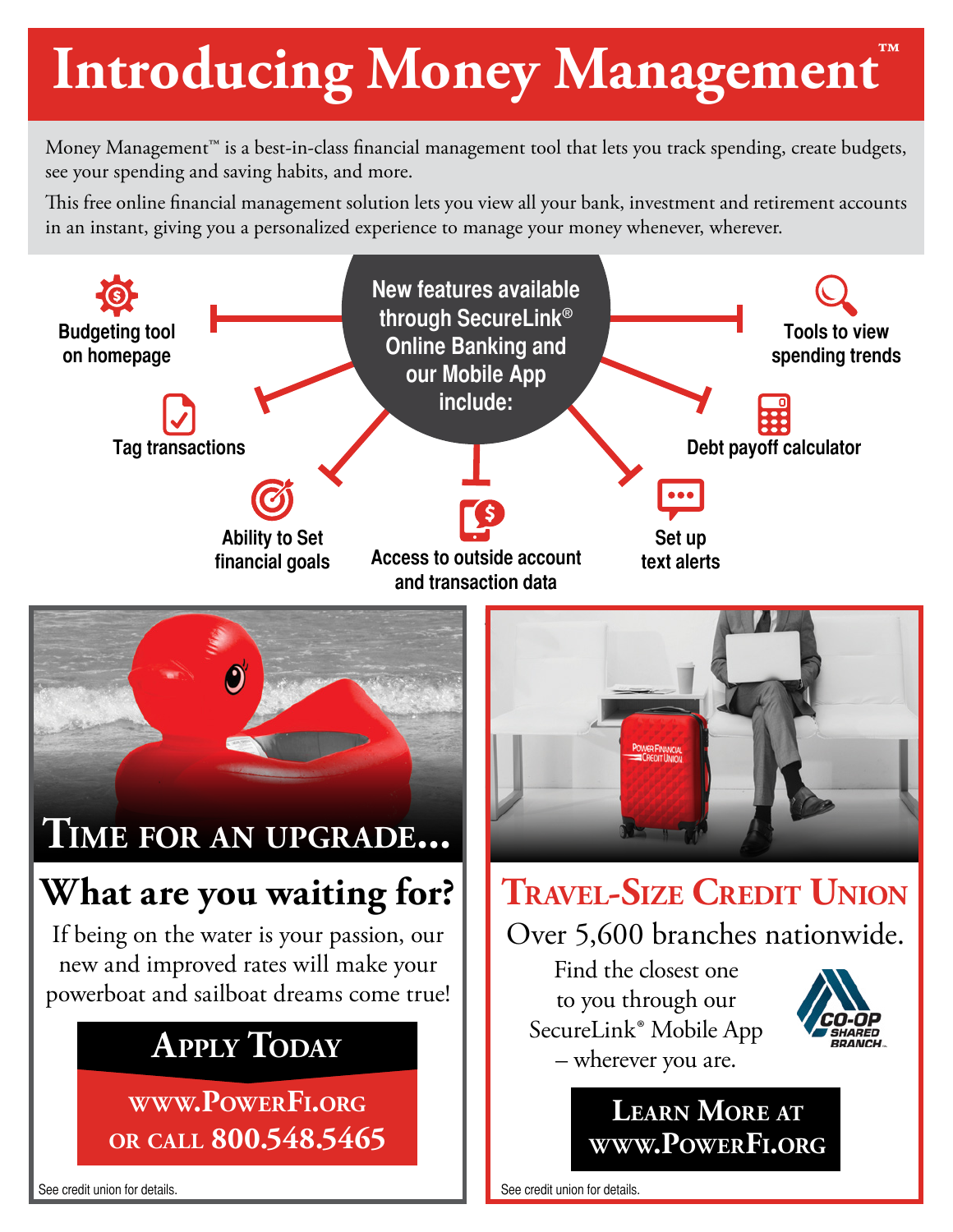# Introducing Money Management™

Money Management™ is a best-in-class financial management tool that lets you track spending, create budgets, see your spending and saving habits, and more.

This free online financial management solution lets you view all your bank, investment and retirement accounts in an instant, giving you a personalized experience to manage your money whenever, wherever.

**New features available through SecureLink® Online Banking and our Mobile App include:**

- Budgeting tool on homepage
- Tag transactions
- Ability to Set financial goals
- Access to outside account and transaction data
- Set up text alerts
- Debt payoff calculator
- Tools to view spending trends

## Time for an upgrade...

### What are you waiting for?

If being on the water is your passion, our new and improved rates will make your powerboat and sailboat dreams come true!

**Apply Today**

**www.PowerFi.org or call 800.548.5465**

See credit union for details.

## Travel-Size Credit Union

Over 5,600 branches nationwide.

Find the closest one to you through our SecureLink® Mobile App – wherever you are.

CO-OP SHARED BRANCH

**Learn More at www.PowerFi.org**

See credit union for details.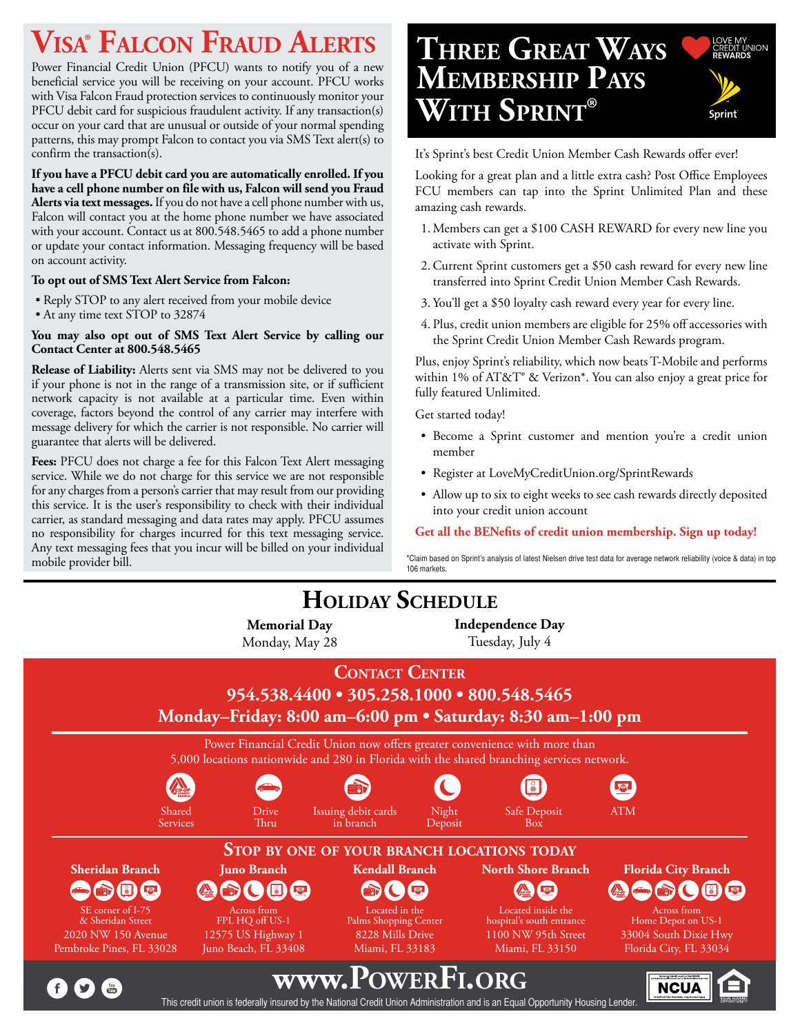# Visa® Falcon Fraud Alerts

Power Financial Credit Union (PFCU) wants to notify you of a new beneficial service you will be receiving on your account. PFCU works with Visa Falcon Fraud protection services to continuously monitor your PFCU debit card for suspicious fraudulent activity. If any transaction(s) occur on your card that are unusual or outside of your normal spending patterns, this may prompt Falcon to contact you via SMS Text alert(s) to confirm the transaction(s).

**If you have a PFCU debit card you are automatically enrolled. If you have a cell phone number on file with us, Falcon will send you Fraud Alerts via text messages.** If you do not have a cell phone number with us, Falcon will contact you at the home phone number we have associated with your account. Contact us at 800.548.5465 to add a phone number or update your contact information. Messaging frequency will be based on account activity.

**To opt out of SMS Text Alert Service from Falcon:**

- Reply STOP to any alert received from your mobile device
- At any time text STOP to 32874

**You may also opt out of SMS Text Alert Service by calling our Contact Center at 800.548.5465**

**Release of Liability:** Alerts sent via SMS may not be delivered to you if your phone is not in the range of a transmission site, or if sufficient network capacity is not available at a particular time. Even within coverage, factors beyond the control of any carrier may interfere with message delivery for which the carrier is not responsible. No carrier will guarantee that alerts will be delivered.

**Fees:** PFCU does not charge a fee for this Falcon Text Alert messaging service. While we do not charge for this service we are not responsible for any charges from a person's carrier that may result from our providing this service. It is the user's responsibility to check with their individual carrier, as standard messaging and data rates may apply. PFCU assumes no responsibility for charges incurred for this text messaging service. Any text messaging fees that you incur will be billed on your individual mobile provider bill.

# Three Great Ways Membership Pays With Sprint®

LOVE MY CREDIT UNION REWARDS

Sprint

It's Sprint's best Credit Union Member Cash Rewards offer ever!

Looking for a great plan and a little extra cash? Post Office Employees FCU members can tap into the Sprint Unlimited Plan and these amazing cash rewards.

1. Members can get a $100 CASH REWARD for every new line you activate with Sprint.
2. Current Sprint customers get a $50 cash reward for every new line transferred into Sprint Credit Union Member Cash Rewards.
3. You'll get a $50 loyalty cash reward every year for every line.
4. Plus, credit union members are eligible for 25% off accessories with the Sprint Credit Union Member Cash Rewards program.

Plus, enjoy Sprint's reliability, which now beats T-Mobile and performs within 1% of AT&T® & Verizon*. You can also enjoy a great price for fully featured Unlimited.

Get started today!

- Become a Sprint customer and mention you're a credit union member
- Register at LoveMyCreditUnion.org/SprintRewards
- Allow up to six to eight weeks to see cash rewards directly deposited into your credit union account

**Get all the BENefits of credit union membership. Sign up today!**

*Claim based on Sprint's analysis of latest Nielsen drive test data for average network reliability (voice & data) in top 106 markets.

# Holiday Schedule

**Memorial Day**
Monday, May 28

**Independence Day**
Tuesday, July 4

## Contact Center

**954.538.4400 • 305.258.1000 • 800.548.5465**

**Monday–Friday: 8:00 am–6:00 pm • Saturday: 8:30 am–1:00 pm**

Power Financial Credit Union now offers greater convenience with more than 5,000 locations nationwide and 280 in Florida with the shared branching services network.

Shared Services · Drive Thru · Issuing debit cards in branch · Night Deposit · Safe Deposit Box · ATM

## Stop by one of your branch locations today

**Sheridan Branch**
SE corner of I-75 & Sheridan Street
2020 NW 150 Avenue
Pembroke Pines, FL 33028

**Juno Branch**
Across from FPL HQ off US-1
12575 US Highway 1
Juno Beach, FL 33408

**Kendall Branch**
Located in the Palms Shopping Center
8228 Mills Drive
Miami, FL 33183

**North Shore Branch**
Located inside the hospital's south entrance
1100 NW 95th Street
Miami, FL 33150

**Florida City Branch**
Across from Home Depot on US-1
33004 South Dixie Hwy
Florida City, FL 33034

**www.PowerFi.org**

This credit union is federally insured by the National Credit Union Administration and is an Equal Opportunity Housing Lender.